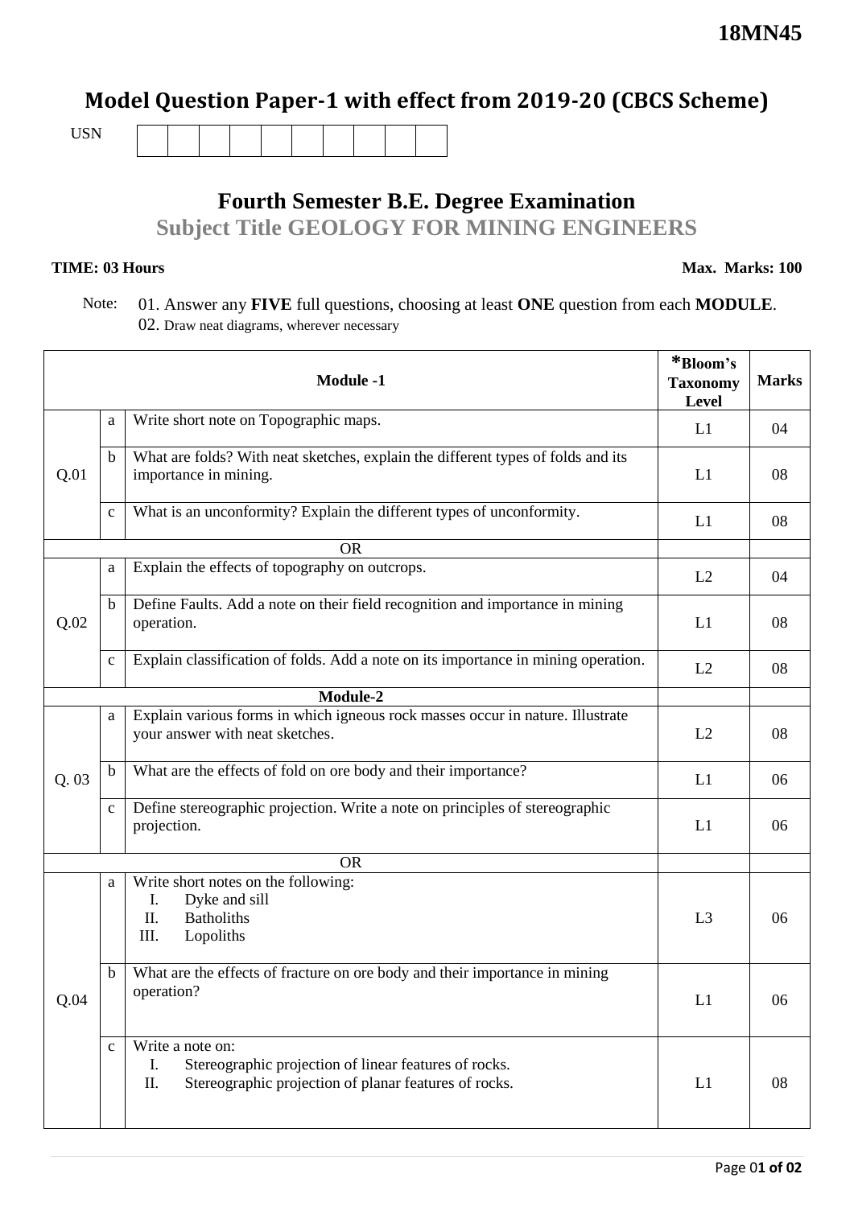**18MN45**

# Model Question Paper-1 with effect from 2019-20 (CBCS Scheme)

USN | | | | | | | | | |

## Fourth Semester B.E. Degree Examination

### Subject Title GEOLOGY FOR MINING ENGINEERS

**TIME: 03 Hours** **Max. Marks: 100**

Note: 01. Answer any **FIVE** full questions, choosing at least **ONE** question from each **MODULE**.
02. Draw neat diagrams, wherever necessary

| | | Module -1 | *Bloom's Taxonomy Level | Marks |
|---|---|---|---|---|
| Q.01 | a | Write short note on Topographic maps. | L1 | 04 |
| | b | What are folds? With neat sketches, explain the different types of folds and its importance in mining. | L1 | 08 |
| | c | What is an unconformity? Explain the different types of unconformity. | L1 | 08 |
| | | OR | | |
| Q.02 | a | Explain the effects of topography on outcrops. | L2 | 04 |
| | b | Define Faults. Add a note on their field recognition and importance in mining operation. | L1 | 08 |
| | c | Explain classification of folds. Add a note on its importance in mining operation. | L2 | 08 |
| | | **Module-2** | | |
| Q. 03 | a | Explain various forms in which igneous rock masses occur in nature. Illustrate your answer with neat sketches. | L2 | 08 |
| | b | What are the effects of fold on ore body and their importance? | L1 | 06 |
| | c | Define stereographic projection. Write a note on principles of stereographic projection. | L1 | 06 |
| | | OR | | |
| Q.04 | a | Write short notes on the following: I. Dyke and sill II. Batholiths III. Lopoliths | L3 | 06 |
| | b | What are the effects of fracture on ore body and their importance in mining operation? | L1 | 06 |
| | c | Write a note on: I. Stereographic projection of linear features of rocks. II. Stereographic projection of planar features of rocks. | L1 | 08 |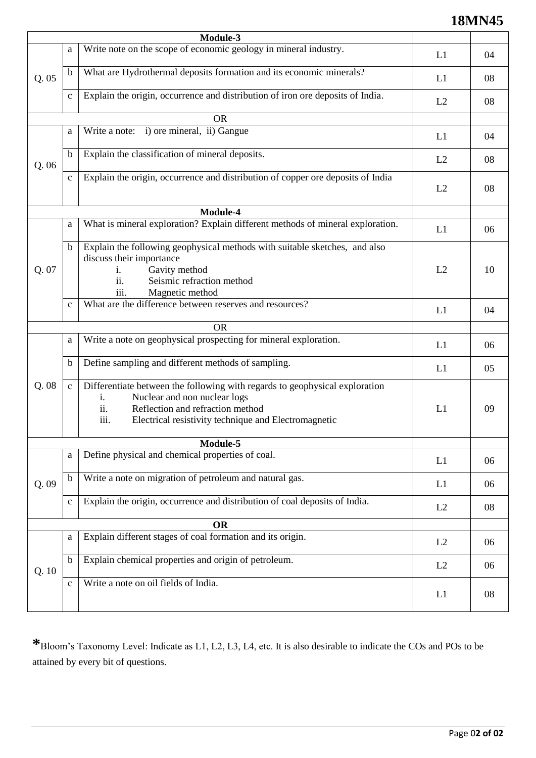**18MN45**

| | | | | |
|---|---|---|---|---|
| | | **Module-3** | | |
| Q. 05 | a | Write note on the scope of economic geology in mineral industry. | L1 | 04 |
| | b | What are Hydrothermal deposits formation and its economic minerals? | L1 | 08 |
| | c | Explain the origin, occurrence and distribution of iron ore deposits of India. | L2 | 08 |
| | | OR | | |
| Q. 06 | a | Write a note: i) ore mineral, ii) Gangue | L1 | 04 |
| | b | Explain the classification of mineral deposits. | L2 | 08 |
| | c | Explain the origin, occurrence and distribution of copper ore deposits of India | L2 | 08 |
| | | **Module-4** | | |
| Q. 07 | a | What is mineral exploration? Explain different methods of mineral exploration. | L1 | 06 |
| | b | Explain the following geophysical methods with suitable sketches, and also discuss their importance<br>i. Gavity method<br>ii. Seismic refraction method<br>iii. Magnetic method | L2 | 10 |
| | c | What are the difference between reserves and resources? | L1 | 04 |
| | | OR | | |
| Q. 08 | a | Write a note on geophysical prospecting for mineral exploration. | L1 | 06 |
| | b | Define sampling and different methods of sampling. | L1 | 05 |
| | c | Differentiate between the following with regards to geophysical exploration<br>i. Nuclear and non nuclear logs<br>ii. Reflection and refraction method<br>iii. Electrical resistivity technique and Electromagnetic | L1 | 09 |
| | | **Module-5** | | |
| Q. 09 | a | Define physical and chemical properties of coal. | L1 | 06 |
| | b | Write a note on migration of petroleum and natural gas. | L1 | 06 |
| | c | Explain the origin, occurrence and distribution of coal deposits of India. | L2 | 08 |
| | | **OR** | | |
| Q. 10 | a | Explain different stages of coal formation and its origin. | L2 | 06 |
| | b | Explain chemical properties and origin of petroleum. | L2 | 06 |
| | c | Write a note on oil fields of India. | L1 | 08 |

***** Bloom's Taxonomy Level: Indicate as L1, L2, L3, L4, etc. It is also desirable to indicate the COs and POs to be attained by every bit of questions.